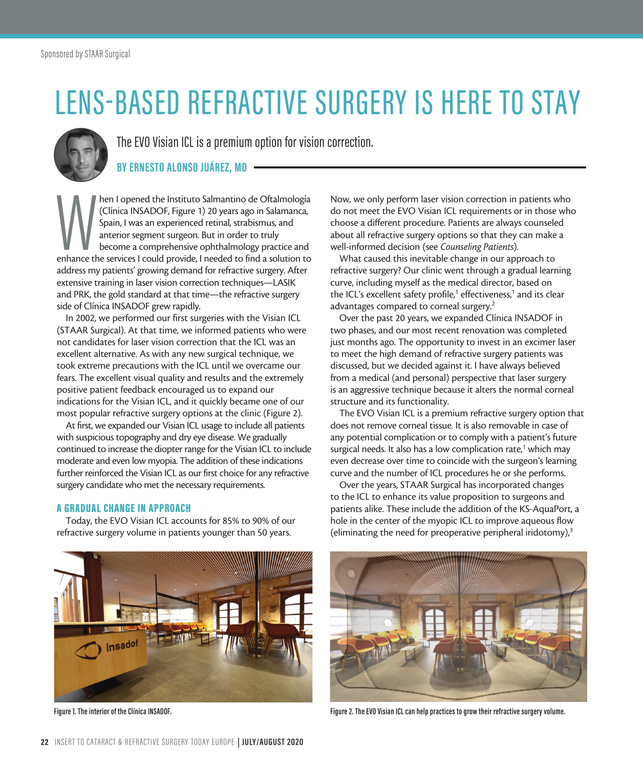Sponsored by STAAR Surgical

# LENS-BASED REFRACTIVE SURGERY IS HERE TO STAY

The EVO Visian ICL is a premium option for vision correction.

**BY ERNESTO ALONSO JUÁREZ, MD**

When I opened the Instituto Salmantino de Oftalmología (Clínica INSADOF, Figure 1) 20 years ago in Salamanca, Spain, I was an experienced retinal, strabismus, and anterior segment surgeon. But in order to truly become a comprehensive ophthalmology practice and enhance the services I could provide, I needed to find a solution to address my patients' growing demand for refractive surgery. After extensive training in laser vision correction techniques—LASIK and PRK, the gold standard at that time—the refractive surgery side of Clínica INSADOF grew rapidly.

In 2002, we performed our first surgeries with the Visian ICL (STAAR Surgical). At that time, we informed patients who were not candidates for laser vision correction that the ICL was an excellent alternative. As with any new surgical technique, we took extreme precautions with the ICL until we overcame our fears. The excellent visual quality and results and the extremely positive patient feedback encouraged us to expand our indications for the Visian ICL, and it quickly became one of our most popular refractive surgery options at the clinic (Figure 2).

At first, we expanded our Visian ICL usage to include all patients with suspicious topography and dry eye disease. We gradually continued to increase the diopter range for the Visian ICL to include moderate and even low myopia. The addition of these indications further reinforced the Visian ICL as our first choice for any refractive surgery candidate who met the necessary requirements.

## A GRADUAL CHANGE IN APPROACH

Today, the EVO Visian ICL accounts for 85% to 90% of our refractive surgery volume in patients younger than 50 years. Now, we only perform laser vision correction in patients who do not meet the EVO Visian ICL requirements or in those who choose a different procedure. Patients are always counseled about all refractive surgery options so that they can make a well-informed decision (see *Counseling Patients*).

What caused this inevitable change in our approach to refractive surgery? Our clinic went through a gradual learning curve, including myself as the medical director, based on the ICL's excellent safety profile,[1] effectiveness,[1] and its clear advantages compared to corneal surgery.[2]

Over the past 20 years, we expanded Clínica INSADOF in two phases, and our most recent renovation was completed just months ago. The opportunity to invest in an excimer laser to meet the high demand of refractive surgery patients was discussed, but we decided against it. I have always believed from a medical (and personal) perspective that laser surgery is an aggressive technique because it alters the normal corneal structure and its functionality.

The EVO Visian ICL is a premium refractive surgery option that does not remove corneal tissue. It is also removable in case of any potential complication or to comply with a patient's future surgical needs. It also has a low complication rate,[1] which may even decrease over time to coincide with the surgeon's learning curve and the number of ICL procedures he or she performs.

Over the years, STAAR Surgical has incorporated changes to the ICL to enhance its value proposition to surgeons and patients alike. These include the addition of the KS-AquaPort, a hole in the center of the myopic ICL to improve aqueous flow (eliminating the need for preoperative peripheral iridotomy),[3]

Figure 1. The interior of the Clínica INSADOF.

Figure 2. The EVO Visian ICL can help practices to grow their refractive surgery volume.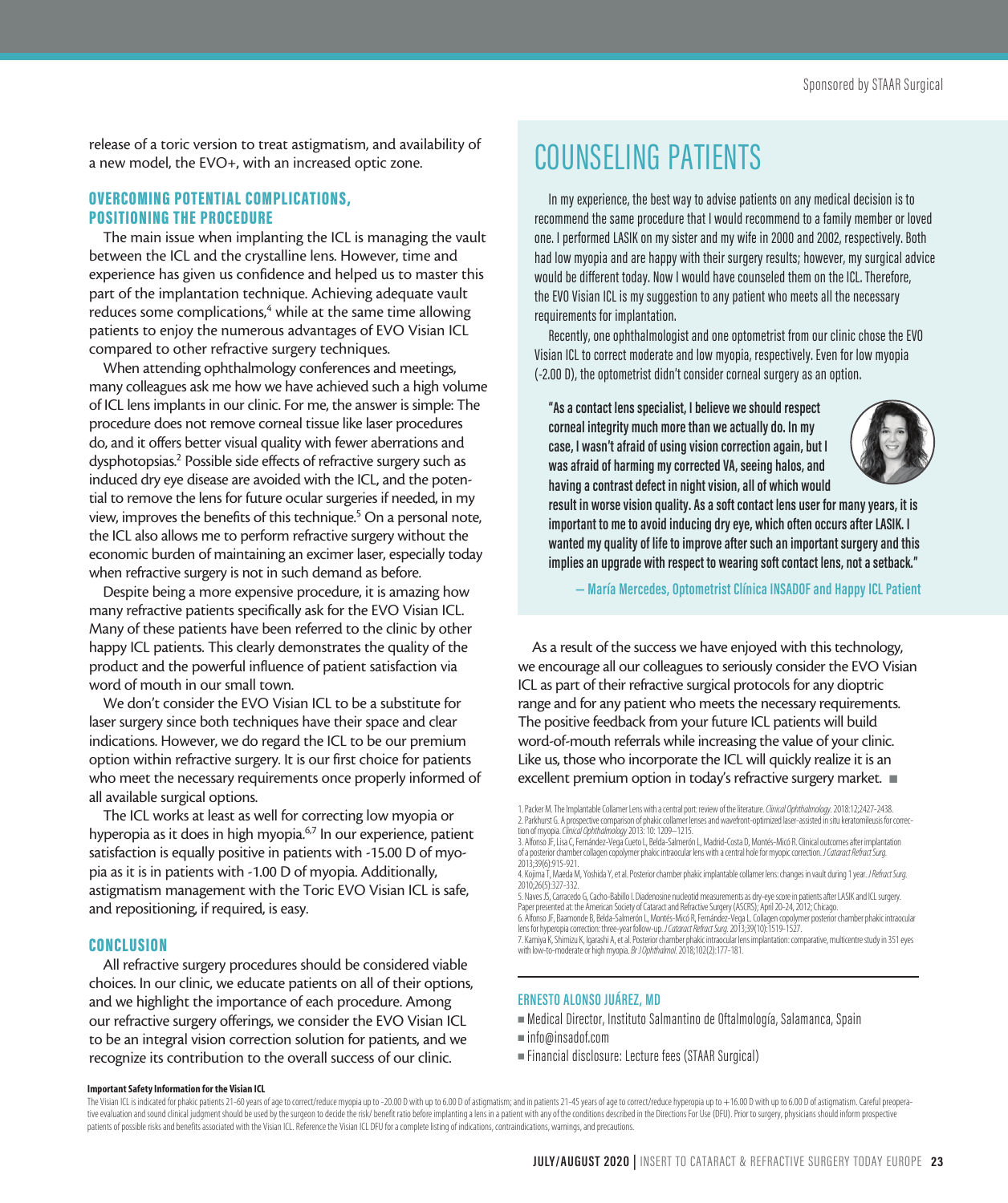release of a toric version to treat astigmatism, and availability of a new model, the EVO+, with an increased optic zone.

### OVERCOMING POTENTIAL COMPLICATIONS, POSITIONING THE PROCEDURE

The main issue when implanting the ICL is managing the vault between the ICL and the crystalline lens. However, time and experience has given us confidence and helped us to master this part of the implantation technique. Achieving adequate vault reduces some complications,[4] while at the same time allowing patients to enjoy the numerous advantages of EVO Visian ICL compared to other refractive surgery techniques.

When attending ophthalmology conferences and meetings, many colleagues ask me how we have achieved such a high volume of ICL lens implants in our clinic. For me, the answer is simple: The procedure does not remove corneal tissue like laser procedures do, and it offers better visual quality with fewer aberrations and dysphotopsias.[2] Possible side effects of refractive surgery such as induced dry eye disease are avoided with the ICL, and the potential to remove the lens for future ocular surgeries if needed, in my view, improves the benefits of this technique.[5] On a personal note, the ICL also allows me to perform refractive surgery without the economic burden of maintaining an excimer laser, especially today when refractive surgery is not in such demand as before.

Despite being a more expensive procedure, it is amazing how many refractive patients specifically ask for the EVO Visian ICL. Many of these patients have been referred to the clinic by other happy ICL patients. This clearly demonstrates the quality of the product and the powerful influence of patient satisfaction via word of mouth in our small town.

We don't consider the EVO Visian ICL to be a substitute for laser surgery since both techniques have their space and clear indications. However, we do regard the ICL to be our premium option within refractive surgery. It is our first choice for patients who meet the necessary requirements once properly informed of all available surgical options.

The ICL works at least as well for correcting low myopia or hyperopia as it does in high myopia.[6,7] In our experience, patient satisfaction is equally positive in patients with -15.00 D of myopia as it is in patients with -1.00 D of myopia. Additionally, astigmatism management with the Toric EVO Visian ICL is safe, and repositioning, if required, is easy.

### CONCLUSION

All refractive surgery procedures should be considered viable choices. In our clinic, we educate patients on all of their options, and we highlight the importance of each procedure. Among our refractive surgery offerings, we consider the EVO Visian ICL to be an integral vision correction solution for patients, and we recognize its contribution to the overall success of our clinic.

## COUNSELING PATIENTS

In my experience, the best way to advise patients on any medical decision is to recommend the same procedure that I would recommend to a family member or loved one. I performed LASIK on my sister and my wife in 2000 and 2002, respectively. Both had low myopia and are happy with their surgery results; however, my surgical advice would be different today. Now I would have counseled them on the ICL. Therefore, the EVO Visian ICL is my suggestion to any patient who meets all the necessary requirements for implantation.

Recently, one ophthalmologist and one optometrist from our clinic chose the EVO Visian ICL to correct moderate and low myopia, respectively. Even for low myopia (-2.00 D), the optometrist didn't consider corneal surgery as an option.

**"As a contact lens specialist, I believe we should respect corneal integrity much more than we actually do. In my case, I wasn't afraid of using vision correction again, but I was afraid of harming my corrected VA, seeing halos, and having a contrast defect in night vision, all of which would result in worse vision quality. As a soft contact lens user for many years, it is important to me to avoid inducing dry eye, which often occurs after LASIK. I wanted my quality of life to improve after such an important surgery and this implies an upgrade with respect to wearing soft contact lens, not a setback."**

**— María Mercedes, Optometrist Clínica INSADOF and Happy ICL Patient**

As a result of the success we have enjoyed with this technology, we encourage all our colleagues to seriously consider the EVO Visian ICL as part of their refractive surgical protocols for any dioptric range and for any patient who meets the necessary requirements. The positive feedback from your future ICL patients will build word-of-mouth referrals while increasing the value of your clinic. Like us, those who incorporate the ICL will quickly realize it is an excellent premium option in today's refractive surgery market. ■

1. Packer M. The Implantable Collamer Lens with a central port: review of the literature. *Clinical Ophthalmology*. 2018:12;2427-2438.
2. Parkhurst G. A prospective comparison of phakic collamer lenses and wavefront-optimized laser-assisted in situ keratomileusis for correction of myopia. *Clinical Ophthalmology* 2013: 10: 1209–1215.
3. Alfonso JF, Lisa C, Fernández-Vega Cueto L, Belda-Salmerón L, Madrid-Costa D, Montés-Micó R. Clinical outcomes after implantation of a posterior chamber collagen copolymer phakic intraocular lens with a central hole for myopic correction. *J Cataract Refract Surg.* 2013;39(6):915-921.
4. Kojima T, Maeda M, Yoshida Y, et al. Posterior chamber phakic implantable collamer lens: changes in vault during 1 year. *J Refract Surg.* 2010;26(5):327-332.
5. Naves JS, Carracedo G, Cacho-Babillo I. Diadenosine nucleotid measurements as dry-eye score in patients after LASIK and ICL surgery. Paper presented at: the American Society of Cataract and Refractive Surgery (ASCRS); April 20-24, 2012; Chicago.
6. Alfonso JF, Baamonde B, Belda-Salmerón L, Montés-Micó R, Fernández-Vega L. Collagen copolymer posterior chamber phakic intraocular lens for hyperopia correction: three-year follow-up. *J Cataract Refract Surg.* 2013;39(10):1519-1527.
7. Kamiya K, Shimizu K, Igarashi A, et al. Posterior chamber phakic intraocular lens implantation: comparative, multicentre study in 351 eyes with low-to-moderate or high myopia. *Br J Ophthalmol.* 2018;102(2):177-181.

**ERNESTO ALONSO JUÁREZ, MD**
- Medical Director, Instituto Salmantino de Oftalmología, Salamanca, Spain
- info@insadof.com
- Financial disclosure: Lecture fees (STAAR Surgical)

**Important Safety Information for the Visian ICL**

The Visian ICL is indicated for phakic patients 21-60 years of age to correct/reduce myopia up to -20.00 D with up to 6.00 D of astigmatism; and in patients 21-45 years of age to correct/reduce hyperopia up to +16.00 D with up to 6.00 D of astigmatism. Careful preoperative evaluation and sound clinical judgment should be used by the surgeon to decide the risk/ benefit ratio before implanting a lens in a patient with any of the conditions described in the Directions For Use (DFU). Prior to surgery, physicians should inform prospective patients of possible risks and benefits associated with the Visian ICL. Reference the Visian ICL DFU for a complete listing of indications, contraindications, warnings, and precautions.